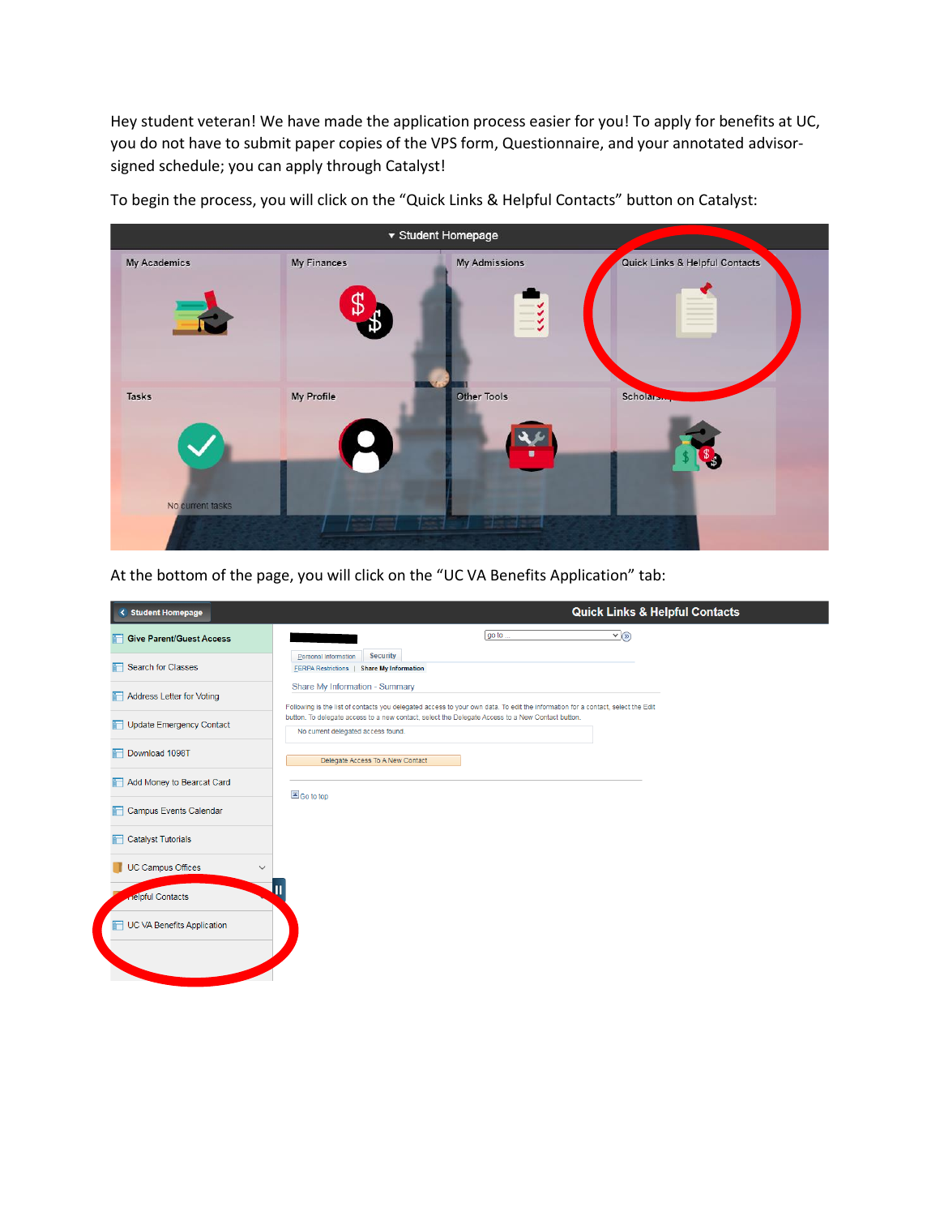Hey student veteran! We have made the application process easier for you! To apply for benefits at UC, you do not have to submit paper copies of the VPS form, Questionnaire, and your annotated advisor-signed schedule; you can apply through Catalyst!

To begin the process, you will click on the "Quick Links & Helpful Contacts" button on Catalyst:

At the bottom of the page, you will click on the "UC VA Benefits Application" tab: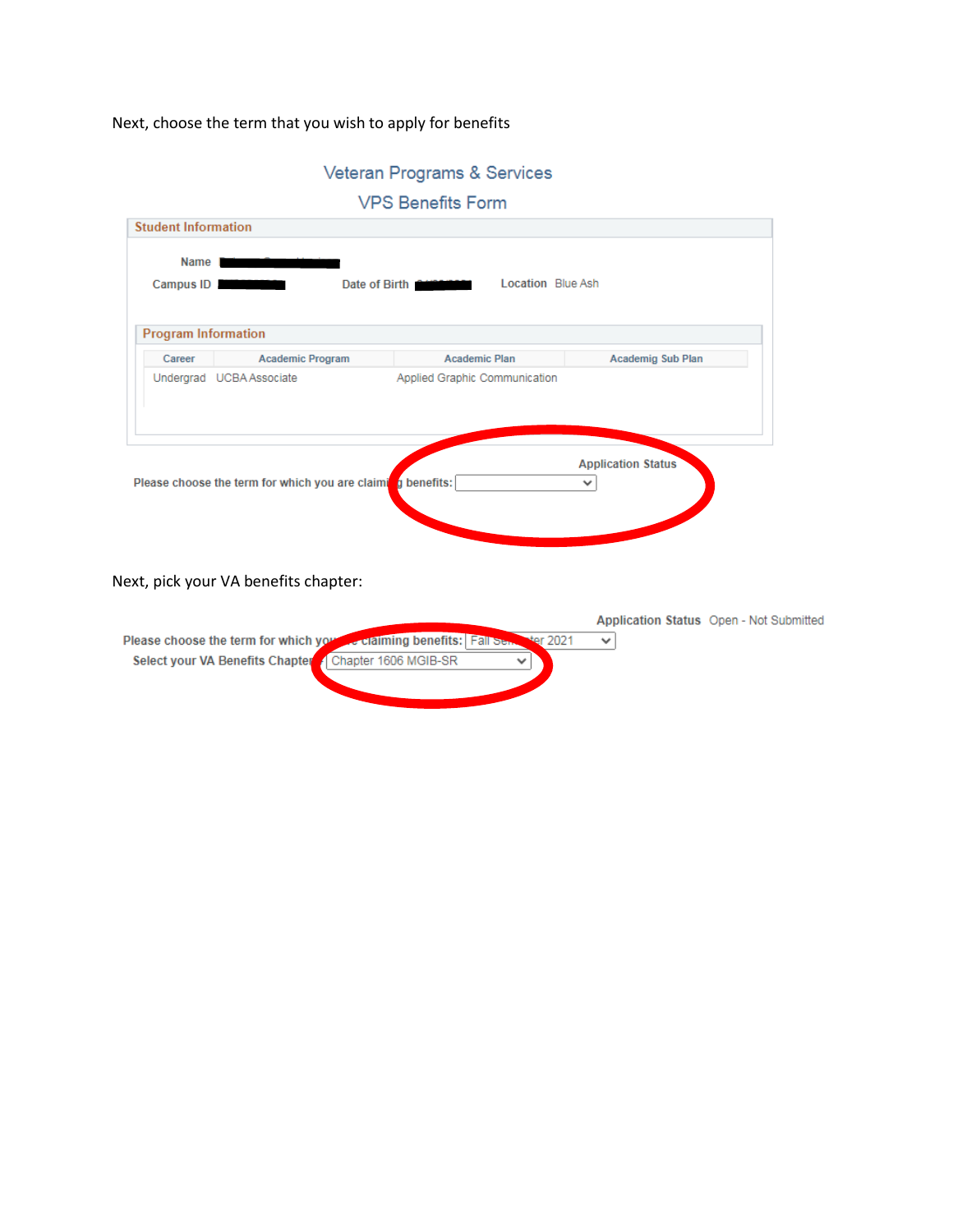Next, choose the term that you wish to apply for benefits

## Veteran Programs & Services

## VPS Benefits Form

**Student Information**

**Name** ██████

**Campus ID** ██████ **Date of Birth** ██████ **Location** Blue Ash

**Program Information**

| Career | Academic Program | Academic Plan | Academig Sub Plan |
|---|---|---|---|
| Undergrad | UCBA Associate | Applied Graphic Communication | |

**Application Status**

**Please choose the term for which you are claiming benefits:** [ ]

Next, pick your VA benefits chapter:

**Application Status** Open - Not Submitted

**Please choose the term for which you are claiming benefits:** Fall Semester 2021

**Select your VA Benefits Chapter:** Chapter 1606 MGIB-SR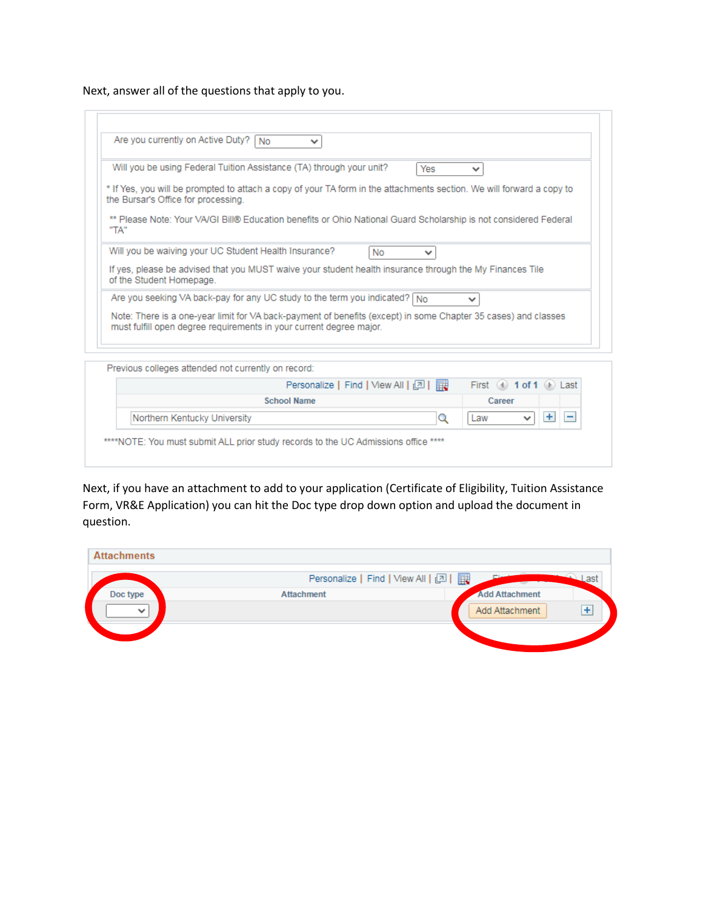Next, answer all of the questions that apply to you.

Are you currently on Active Duty? No

Will you be using Federal Tuition Assistance (TA) through your unit? Yes

* If Yes, you will be prompted to attach a copy of your TA form in the attachments section. We will forward a copy to the Bursar's Office for processing.

** Please Note: Your VA/GI Bill® Education benefits or Ohio National Guard Scholarship is not considered Federal "TA"

Will you be waiving your UC Student Health Insurance? No

If yes, please be advised that you MUST waive your student health insurance through the My Finances Tile of the Student Homepage.

Are you seeking VA back-pay for any UC study to the term you indicated? No

Note: There is a one-year limit for VA back-payment of benefits (except) in some Chapter 35 cases) and classes must fulfill open degree requirements in your current degree major.

Previous colleges attended not currently on record:

Personalize | Find | View All | First 1 of 1 Last

| School Name | Career |
|---|---|
| Northern Kentucky University | Law |

****NOTE: You must submit ALL prior study records to the UC Admissions office ****

Next, if you have an attachment to add to your application (Certificate of Eligibility, Tuition Assistance Form, VR&E Application) you can hit the Doc type drop down option and upload the document in question.

**Attachments**

Personalize | Find | View All | Last

| Doc type | Attachment | Add Attachment |
|---|---|---|
| | | Add Attachment |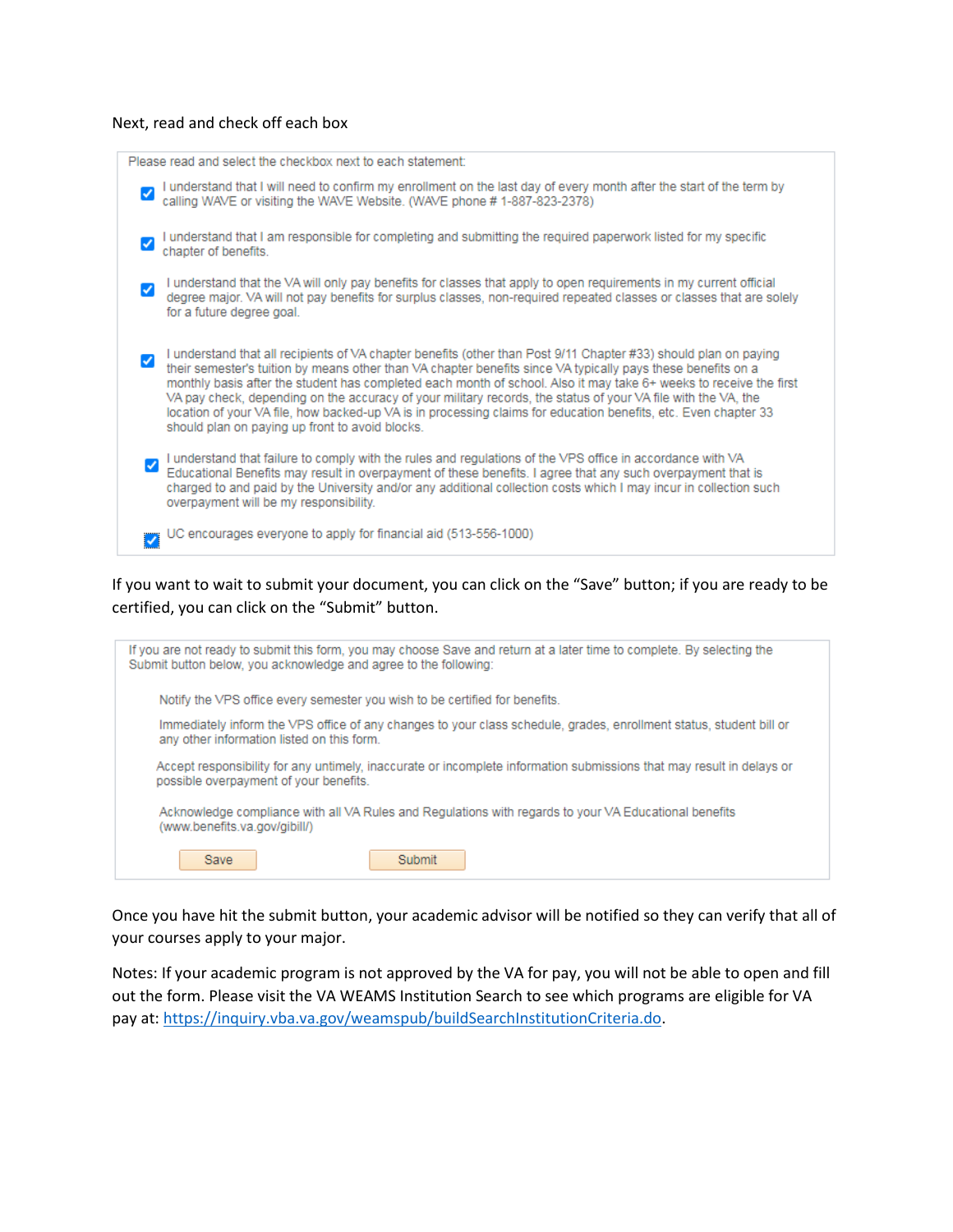Next, read and check off each box

Please read and select the checkbox next to each statement:

- [x] I understand that I will need to confirm my enrollment on the last day of every month after the start of the term by calling WAVE or visiting the WAVE Website. (WAVE phone # 1-887-823-2378)
- [x] I understand that I am responsible for completing and submitting the required paperwork listed for my specific chapter of benefits.
- [x] I understand that the VA will only pay benefits for classes that apply to open requirements in my current official degree major. VA will not pay benefits for surplus classes, non-required repeated classes or classes that are solely for a future degree goal.
- [x] I understand that all recipients of VA chapter benefits (other than Post 9/11 Chapter #33) should plan on paying their semester's tuition by means other than VA chapter benefits since VA typically pays these benefits on a monthly basis after the student has completed each month of school. Also it may take 6+ weeks to receive the first VA pay check, depending on the accuracy of your military records, the status of your VA file with the VA, the location of your VA file, how backed-up VA is in processing claims for education benefits, etc. Even chapter 33 should plan on paying up front to avoid blocks.
- [x] I understand that failure to comply with the rules and regulations of the VPS office in accordance with VA Educational Benefits may result in overpayment of these benefits. I agree that any such overpayment that is charged to and paid by the University and/or any additional collection costs which I may incur in collection such overpayment will be my responsibility.
- [x] UC encourages everyone to apply for financial aid (513-556-1000)

If you want to wait to submit your document, you can click on the "Save" button; if you are ready to be certified, you can click on the "Submit" button.

If you are not ready to submit this form, you may choose Save and return at a later time to complete. By selecting the Submit button below, you acknowledge and agree to the following:

Notify the VPS office every semester you wish to be certified for benefits.

Immediately inform the VPS office of any changes to your class schedule, grades, enrollment status, student bill or any other information listed on this form.

Accept responsibility for any untimely, inaccurate or incomplete information submissions that may result in delays or possible overpayment of your benefits.

Acknowledge compliance with all VA Rules and Regulations with regards to your VA Educational benefits (www.benefits.va.gov/gibill/)

[Save] [Submit]

Once you have hit the submit button, your academic advisor will be notified so they can verify that all of your courses apply to your major.

Notes: If your academic program is not approved by the VA for pay, you will not be able to open and fill out the form. Please visit the VA WEAMS Institution Search to see which programs are eligible for VA pay at: https://inquiry.vba.va.gov/weamspub/buildSearchInstitutionCriteria.do.